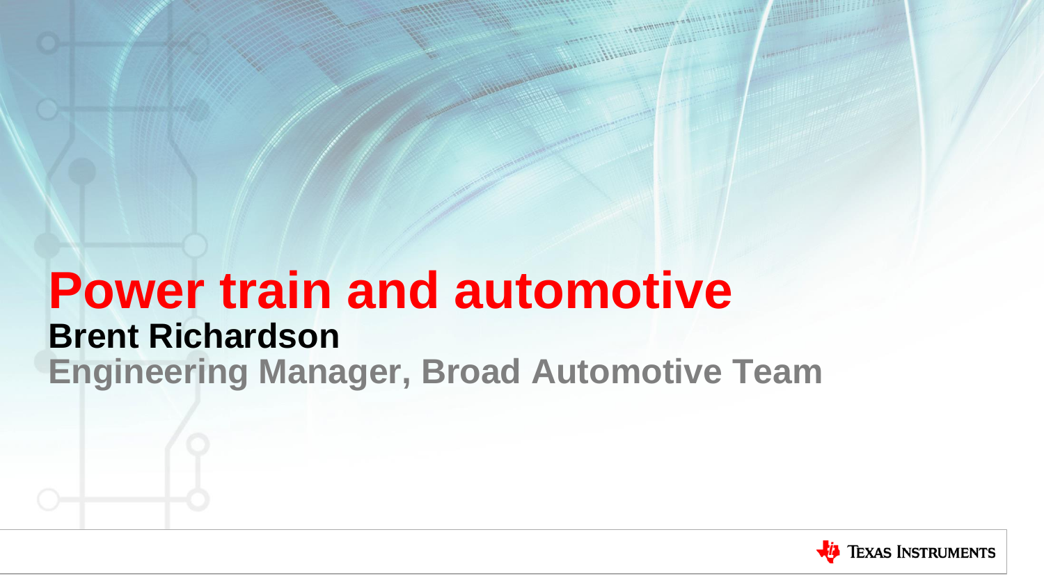# Power train and automotive

**Brent Richardson**

**Engineering Manager, Broad Automotive Team**

Texas Instruments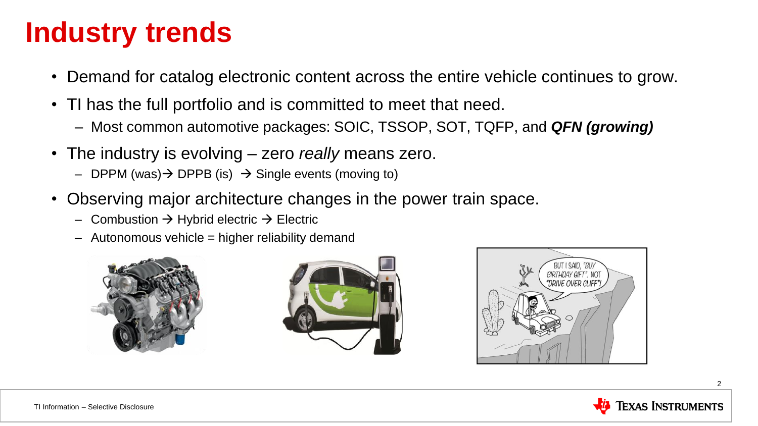# Industry trends

- Demand for catalog electronic content across the entire vehicle continues to grow.
- TI has the full portfolio and is committed to meet that need.
  - Most common automotive packages: SOIC, TSSOP, SOT, TQFP, and ***QFN (growing)***
- The industry is evolving – zero *really* means zero.
  - DPPM (was)→ DPPB (is) → Single events (moving to)
- Observing major architecture changes in the power train space.
  - Combustion → Hybrid electric → Electric
  - Autonomous vehicle = higher reliability demand

TI Information – Selective Disclosure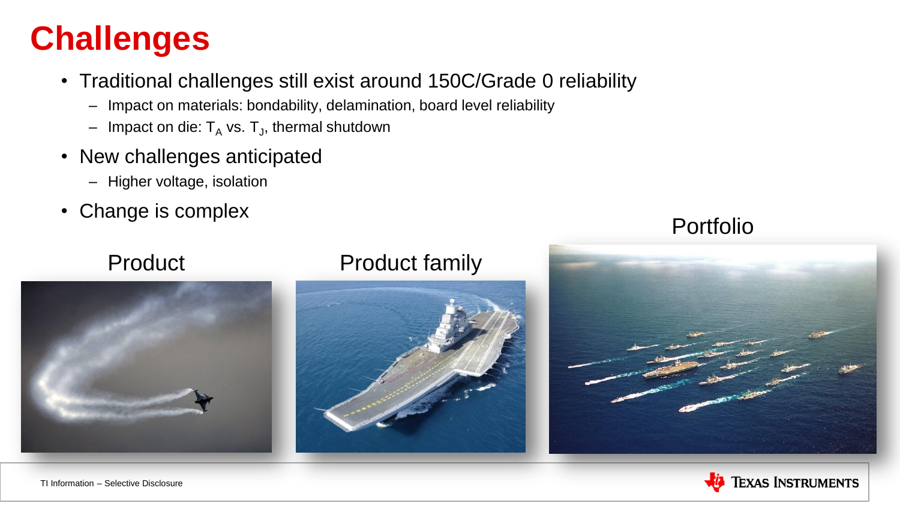# Challenges

- Traditional challenges still exist around 150C/Grade 0 reliability
  - Impact on materials: bondability, delamination, board level reliability
  - Impact on die: $T_A$ vs. $T_J$, thermal shutdown
- New challenges anticipated
  - Higher voltage, isolation
- Change is complex

Product

Product family

Portfolio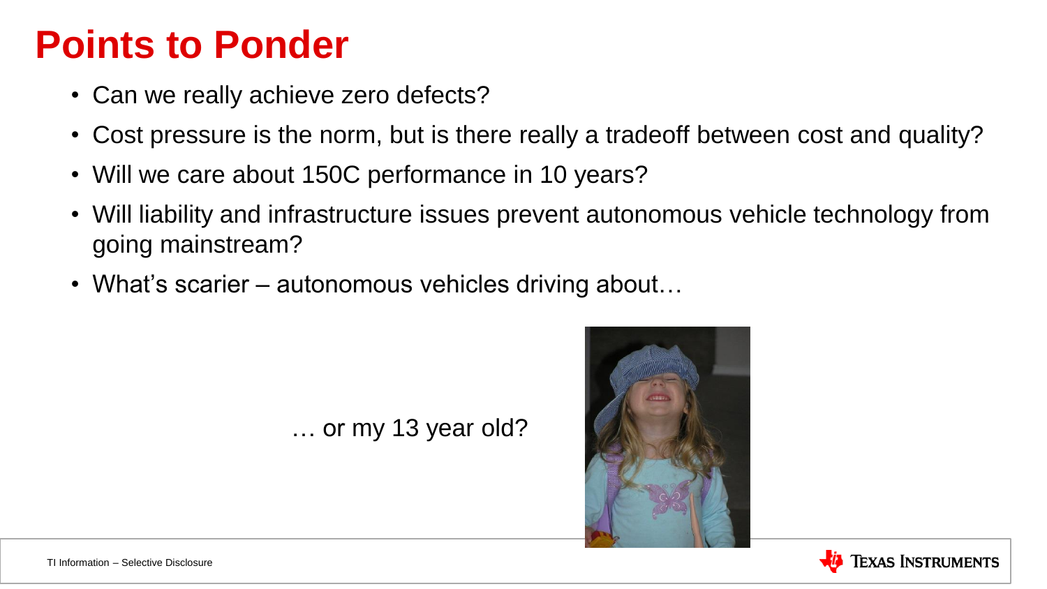# Points to Ponder

- Can we really achieve zero defects?
- Cost pressure is the norm, but is there really a tradeoff between cost and quality?
- Will we care about 150C performance in 10 years?
- Will liability and infrastructure issues prevent autonomous vehicle technology from going mainstream?
- What's scarier – autonomous vehicles driving about…

… or my 13 year old?